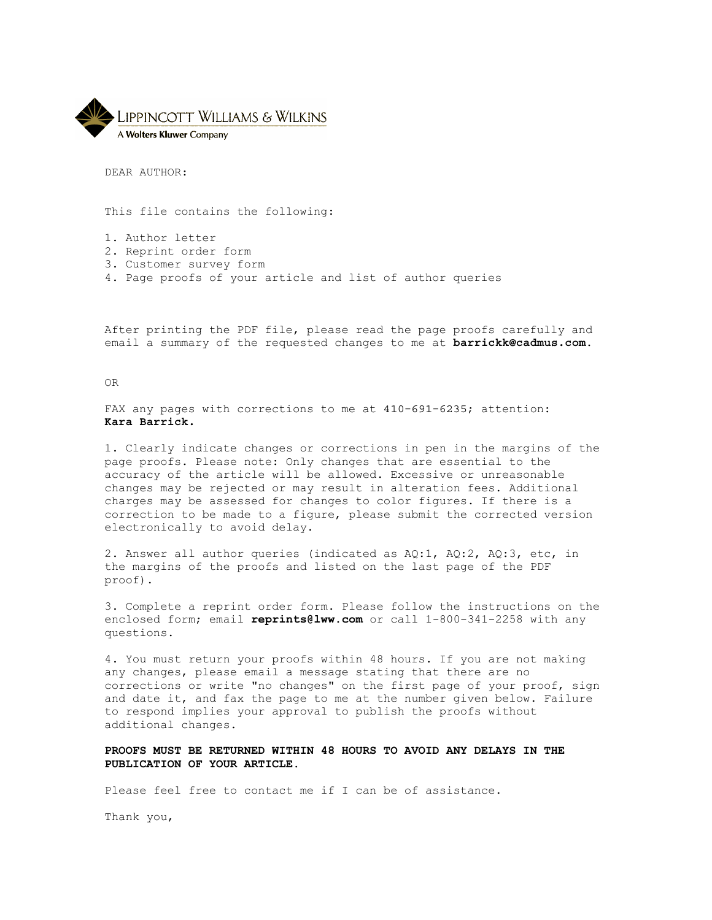LIPPINCOTT WILLIAMS & WILKINS
A Wolters Kluwer Company

DEAR AUTHOR:

This file contains the following:

1. Author letter
2. Reprint order form
3. Customer survey form
4. Page proofs of your article and list of author queries

After printing the PDF file, please read the page proofs carefully and email a summary of the requested changes to me at **barrickk@cadmus.com**.

OR

FAX any pages with corrections to me at 410-691-6235; attention: **Kara Barrick.**

1. Clearly indicate changes or corrections in pen in the margins of the page proofs. Please note: Only changes that are essential to the accuracy of the article will be allowed. Excessive or unreasonable changes may be rejected or may result in alteration fees. Additional charges may be assessed for changes to color figures. If there is a correction to be made to a figure, please submit the corrected version electronically to avoid delay.

2. Answer all author queries (indicated as AQ:1, AQ:2, AQ:3, etc, in the margins of the proofs and listed on the last page of the PDF proof).

3. Complete a reprint order form. Please follow the instructions on the enclosed form; email **reprints@lww.com** or call 1-800-341-2258 with any questions.

4. You must return your proofs within 48 hours. If you are not making any changes, please email a message stating that there are no corrections or write "no changes" on the first page of your proof, sign and date it, and fax the page to me at the number given below. Failure to respond implies your approval to publish the proofs without additional changes.

**PROOFS MUST BE RETURNED WITHIN 48 HOURS TO AVOID ANY DELAYS IN THE PUBLICATION OF YOUR ARTICLE.**

Please feel free to contact me if I can be of assistance.

Thank you,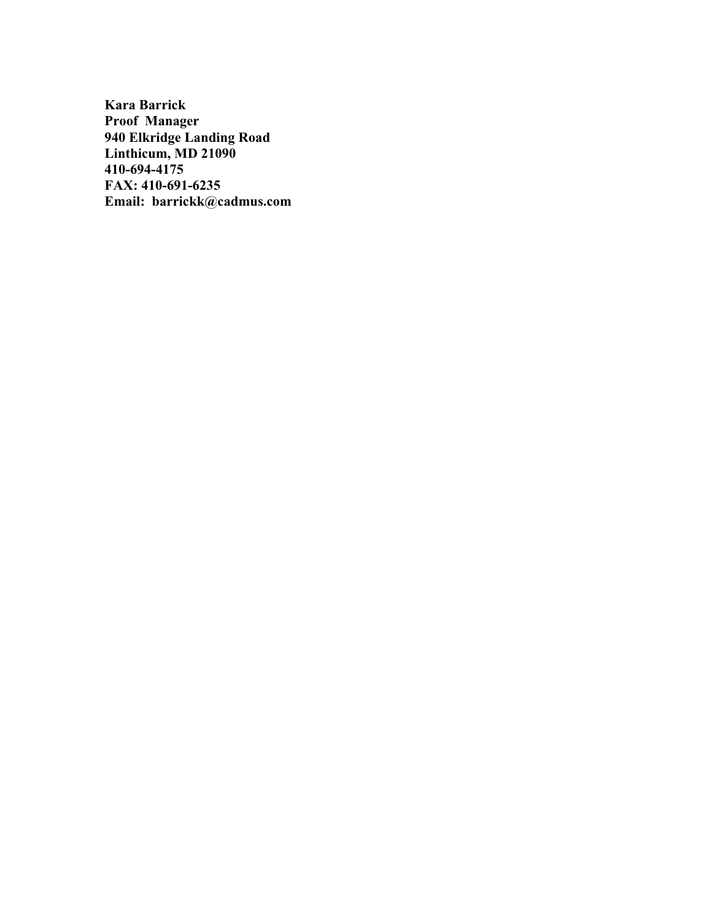**Kara Barrick**
**Proof Manager**
**940 Elkridge Landing Road**
**Linthicum, MD 21090**
**410-694-4175**
**FAX: 410-691-6235**
**Email: barrickk@cadmus.com**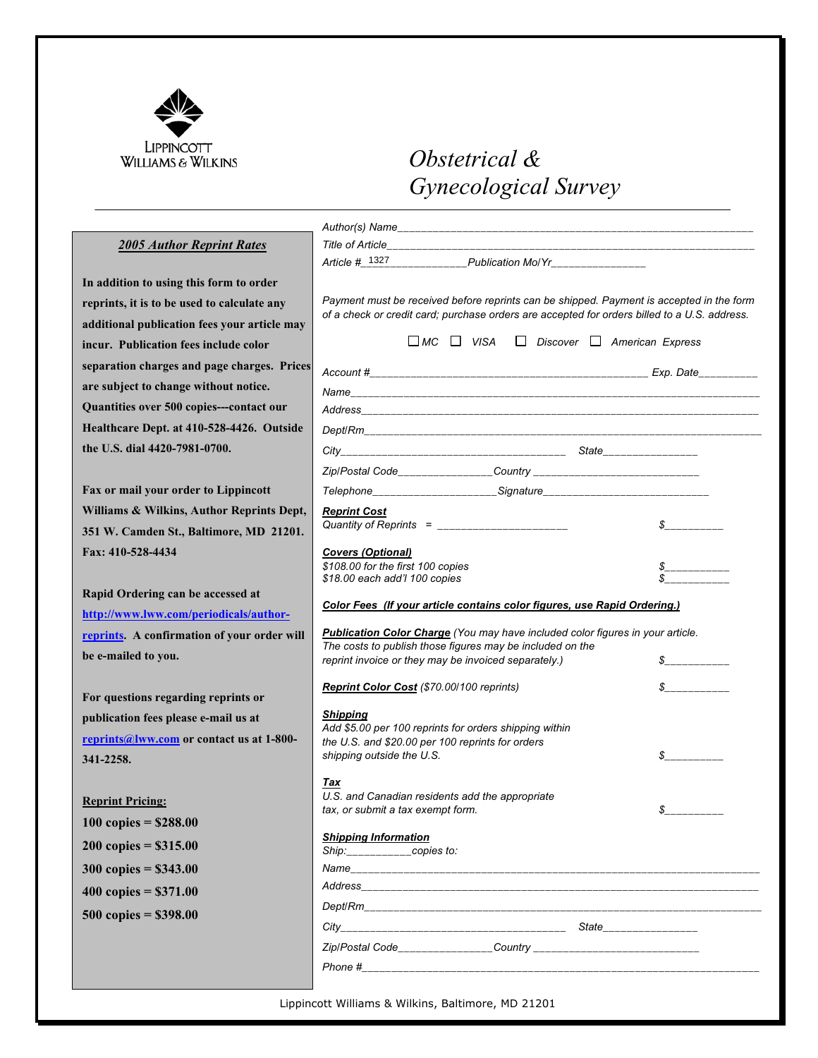LIPPINCOTT WILLIAMS & WILKINS

# Obstetrical & Gynecological Survey

## *2005 Author Reprint Rates*

**In addition to using this form to order reprints, it is to be used to calculate any additional publication fees your article may incur. Publication fees include color separation charges and page charges. Prices are subject to change without notice. Quantities over 500 copies---contact our Healthcare Dept. at 410-528-4426. Outside the U.S. dial 4420-7981-0700.**

**Fax or mail your order to Lippincott Williams & Wilkins, Author Reprints Dept, 351 W. Camden St., Baltimore, MD 21201. Fax: 410-528-4434**

**Rapid Ordering can be accessed at http://www.lww.com/periodicals/author-reprints. A confirmation of your order will be e-mailed to you.**

**For questions regarding reprints or publication fees please e-mail us at reprints@lww.com or contact us at 1-800-341-2258.**

**Reprint Pricing:**

**100 copies = $288.00**

**200 copies = $315.00**

**300 copies = $343.00**

**400 copies = $371.00**

**500 copies = $398.00**

---

*Author(s) Name*______________________________

*Title of Article*______________________________

*Article #*_1327_____________*Publication Mo/Yr*_______________

*Payment must be received before reprints can be shipped. Payment is accepted in the form of a check or credit card; purchase orders are accepted for orders billed to a U.S. address.*

☐ *MC* ☐ *VISA* ☐ *Discover* ☐ *American Express*

*Account #*______________________________ *Exp. Date*_________

*Name*______________________________

*Address*______________________________

*Dept/Rm*______________________________

*City*______________________________ *State*_______________

*Zip/Postal Code*_______________*Country* ___________________________

*Telephone*____________________*Signature*___________________________

***Reprint Cost***
*Quantity of Reprints* = _____________________ $_________

***Covers (Optional)***
*$108.00 for the first 100 copies* $__________
*$18.00 each add'l 100 copies* $__________

***Color Fees (If your article contains color figures, use Rapid Ordering.)***

***Publication Color Charge*** *(You may have included color figures in your article. The costs to publish those figures may be included on the reprint invoice or they may be invoiced separately.)* $__________

***Reprint Color Cost*** *($70.00/100 reprints)* $__________

***Shipping***
*Add $5.00 per 100 reprints for orders shipping within the U.S. and $20.00 per 100 reprints for orders shipping outside the U.S.* $_________

***Tax***
*U.S. and Canadian residents add the appropriate tax, or submit a tax exempt form.* $_________

***Shipping Information***
*Ship:*__________*copies to:*

*Name*______________________________

*Address*______________________________

*Dept/Rm*______________________________

*City*______________________________ *State*_______________

*Zip/Postal Code*_______________*Country* ___________________________

*Phone #*______________________________

Lippincott Williams & Wilkins, Baltimore, MD 21201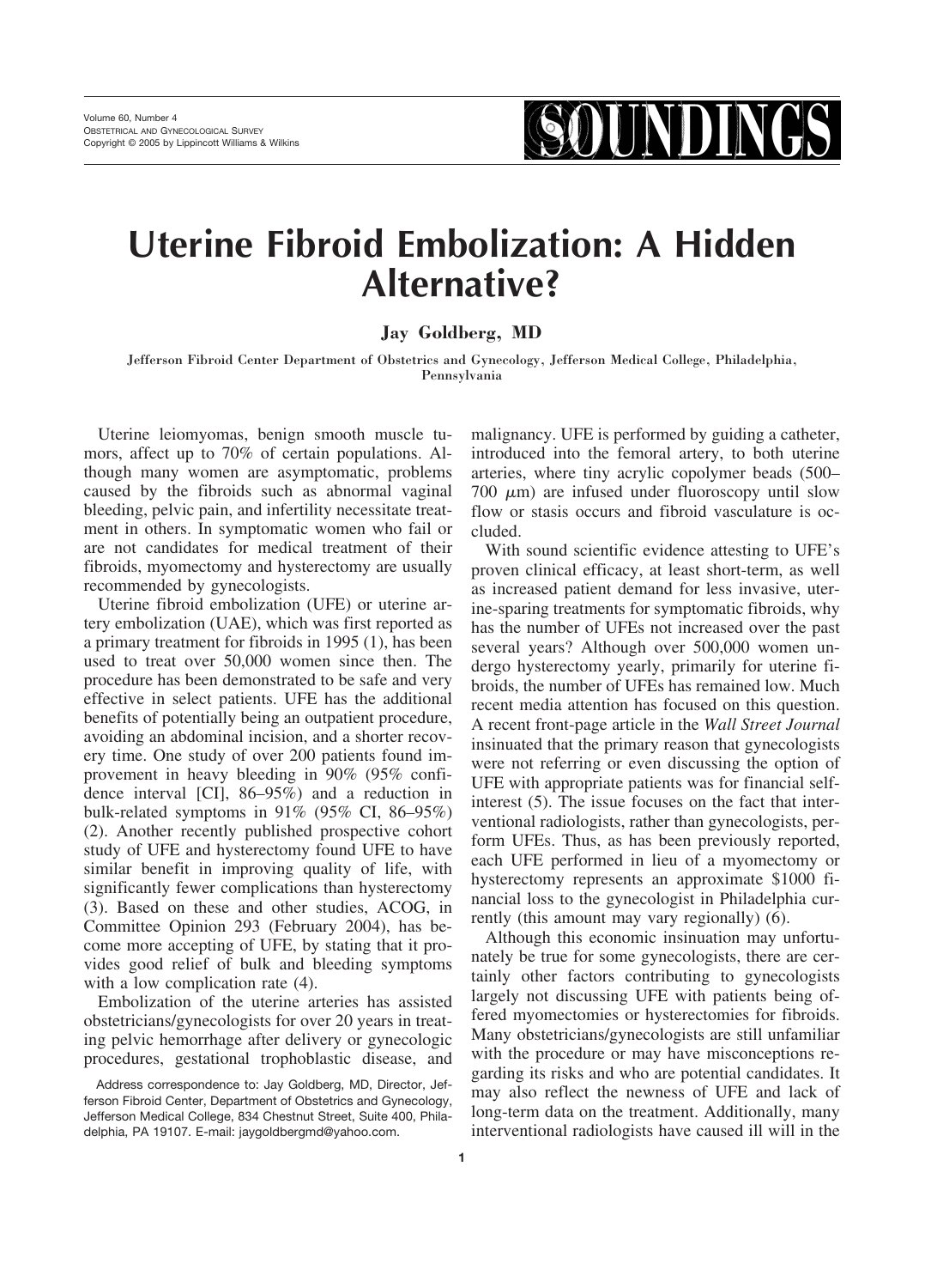# Uterine Fibroid Embolization: A Hidden Alternative?

**Jay Goldberg, MD**

Jefferson Fibroid Center Department of Obstetrics and Gynecology, Jefferson Medical College, Philadelphia, Pennsylvania

Uterine leiomyomas, benign smooth muscle tumors, affect up to 70% of certain populations. Although many women are asymptomatic, problems caused by the fibroids such as abnormal vaginal bleeding, pelvic pain, and infertility necessitate treatment in others. In symptomatic women who fail or are not candidates for medical treatment of their fibroids, myomectomy and hysterectomy are usually recommended by gynecologists.

Uterine fibroid embolization (UFE) or uterine artery embolization (UAE), which was first reported as a primary treatment for fibroids in 1995 (1), has been used to treat over 50,000 women since then. The procedure has been demonstrated to be safe and very effective in select patients. UFE has the additional benefits of potentially being an outpatient procedure, avoiding an abdominal incision, and a shorter recovery time. One study of over 200 patients found improvement in heavy bleeding in 90% (95% confidence interval [CI], 86–95%) and a reduction in bulk-related symptoms in 91% (95% CI, 86–95%) (2). Another recently published prospective cohort study of UFE and hysterectomy found UFE to have similar benefit in improving quality of life, with significantly fewer complications than hysterectomy (3). Based on these and other studies, ACOG, in Committee Opinion 293 (February 2004), has become more accepting of UFE, by stating that it provides good relief of bulk and bleeding symptoms with a low complication rate (4).

Embolization of the uterine arteries has assisted obstetricians/gynecologists for over 20 years in treating pelvic hemorrhage after delivery or gynecologic procedures, gestational trophoblastic disease, and malignancy. UFE is performed by guiding a catheter, introduced into the femoral artery, to both uterine arteries, where tiny acrylic copolymer beads (500–700 $\mu$m) are infused under fluoroscopy until slow flow or stasis occurs and fibroid vasculature is occluded.

With sound scientific evidence attesting to UFE's proven clinical efficacy, at least short-term, as well as increased patient demand for less invasive, uterine-sparing treatments for symptomatic fibroids, why has the number of UFEs not increased over the past several years? Although over 500,000 women undergo hysterectomy yearly, primarily for uterine fibroids, the number of UFEs has remained low. Much recent media attention has focused on this question. A recent front-page article in the *Wall Street Journal* insinuated that the primary reason that gynecologists were not referring or even discussing the option of UFE with appropriate patients was for financial self-interest (5). The issue focuses on the fact that interventional radiologists, rather than gynecologists, perform UFEs. Thus, as has been previously reported, each UFE performed in lieu of a myomectomy or hysterectomy represents an approximate $1000 financial loss to the gynecologist in Philadelphia currently (this amount may vary regionally) (6).

Although this economic insinuation may unfortunately be true for some gynecologists, there are certainly other factors contributing to gynecologists largely not discussing UFE with patients being offered myomectomies or hysterectomies for fibroids. Many obstetricians/gynecologists are still unfamiliar with the procedure or may have misconceptions regarding its risks and who are potential candidates. It may also reflect the newness of UFE and lack of long-term data on the treatment. Additionally, many interventional radiologists have caused ill will in the

Address correspondence to: Jay Goldberg, MD, Director, Jefferson Fibroid Center, Department of Obstetrics and Gynecology, Jefferson Medical College, 834 Chestnut Street, Suite 400, Philadelphia, PA 19107. E-mail: jaygoldbergmd@yahoo.com.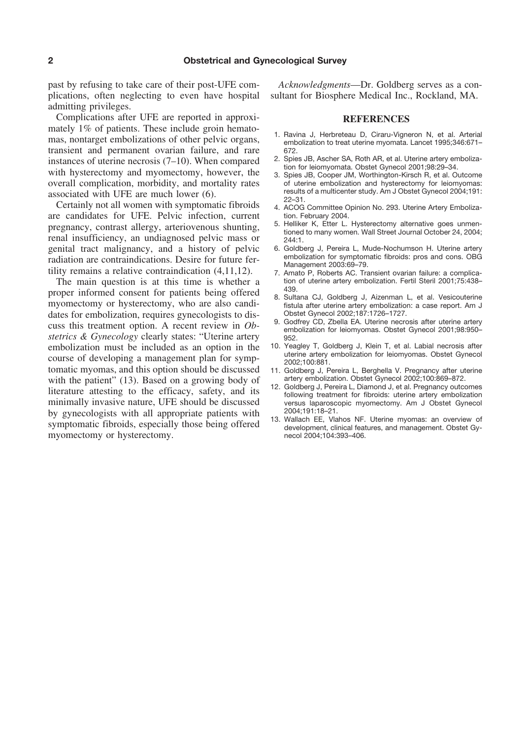past by refusing to take care of their post-UFE complications, often neglecting to even have hospital admitting privileges.

Complications after UFE are reported in approximately 1% of patients. These include groin hematomas, nontarget embolizations of other pelvic organs, transient and permanent ovarian failure, and rare instances of uterine necrosis (7–10). When compared with hysterectomy and myomectomy, however, the overall complication, morbidity, and mortality rates associated with UFE are much lower (6).

Certainly not all women with symptomatic fibroids are candidates for UFE. Pelvic infection, current pregnancy, contrast allergy, arteriovenous shunting, renal insufficiency, an undiagnosed pelvic mass or genital tract malignancy, and a history of pelvic radiation are contraindications. Desire for future fertility remains a relative contraindication (4,11,12).

The main question is at this time is whether a proper informed consent for patients being offered myomectomy or hysterectomy, who are also candidates for embolization, requires gynecologists to discuss this treatment option. A recent review in *Obstetrics & Gynecology* clearly states: "Uterine artery embolization must be included as an option in the course of developing a management plan for symptomatic myomas, and this option should be discussed with the patient" (13). Based on a growing body of literature attesting to the efficacy, safety, and its minimally invasive nature, UFE should be discussed by gynecologists with all appropriate patients with symptomatic fibroids, especially those being offered myomectomy or hysterectomy.

*Acknowledgments*—Dr. Goldberg serves as a consultant for Biosphere Medical Inc., Rockland, MA.

## REFERENCES

1. Ravina J, Herbreteau D, Ciraru-Vigneron N, et al. Arterial embolization to treat uterine myomata. Lancet 1995;346:671–672.
2. Spies JB, Ascher SA, Roth AR, et al. Uterine artery embolization for leiomyomata. Obstet Gynecol 2001;98:29–34.
3. Spies JB, Cooper JM, Worthington-Kirsch R, et al. Outcome of uterine embolization and hysterectomy for leiomyomas: results of a multicenter study. Am J Obstet Gynecol 2004;191:22–31.
4. ACOG Committee Opinion No. 293. Uterine Artery Embolization. February 2004.
5. Helliker K, Etter L. Hysterectomy alternative goes unmentioned to many women. Wall Street Journal October 24, 2004;244:1.
6. Goldberg J, Pereira L, Mude-Nochumson H. Uterine artery embolization for symptomatic fibroids: pros and cons. OBG Management 2003:69–79.
7. Amato P, Roberts AC. Transient ovarian failure: a complication of uterine artery embolization. Fertil Steril 2001;75:438–439.
8. Sultana CJ, Goldberg J, Aizenman L, et al. Vesicouterine fistula after uterine artery embolization: a case report. Am J Obstet Gynecol 2002;187:1726–1727.
9. Godfrey CD, Zbella EA. Uterine necrosis after uterine artery embolization for leiomyomas. Obstet Gynecol 2001;98:950–952.
10. Yeagley T, Goldberg J, Klein T, et al. Labial necrosis after uterine artery embolization for leiomyomas. Obstet Gynecol 2002;100:881.
11. Goldberg J, Pereira L, Berghella V. Pregnancy after uterine artery embolization. Obstet Gynecol 2002;100:869–872.
12. Goldberg J, Pereira L, Diamond J, et al. Pregnancy outcomes following treatment for fibroids: uterine artery embolization versus laparoscopic myomectomy. Am J Obstet Gynecol 2004;191:18–21.
13. Wallach EE, Vlahos NF. Uterine myomas: an overview of development, clinical features, and management. Obstet Gynecol 2004;104:393–406.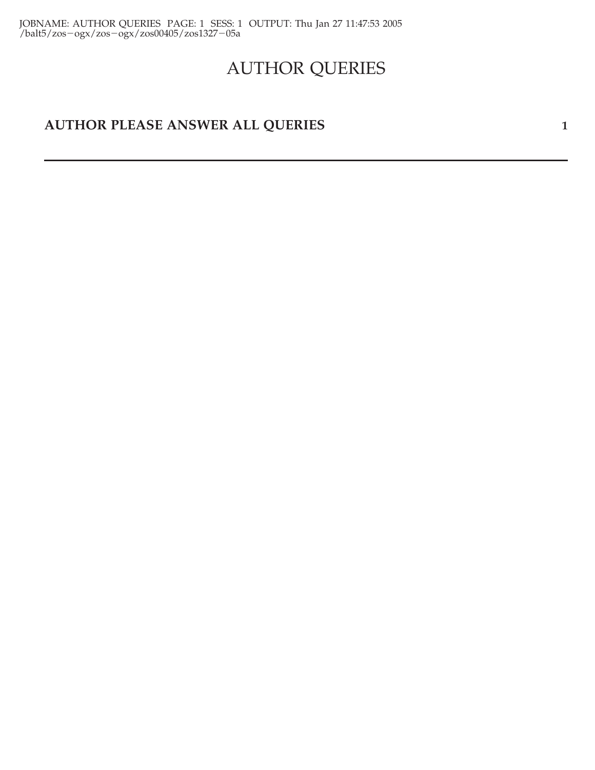# AUTHOR QUERIES

**AUTHOR PLEASE ANSWER ALL QUERIES**